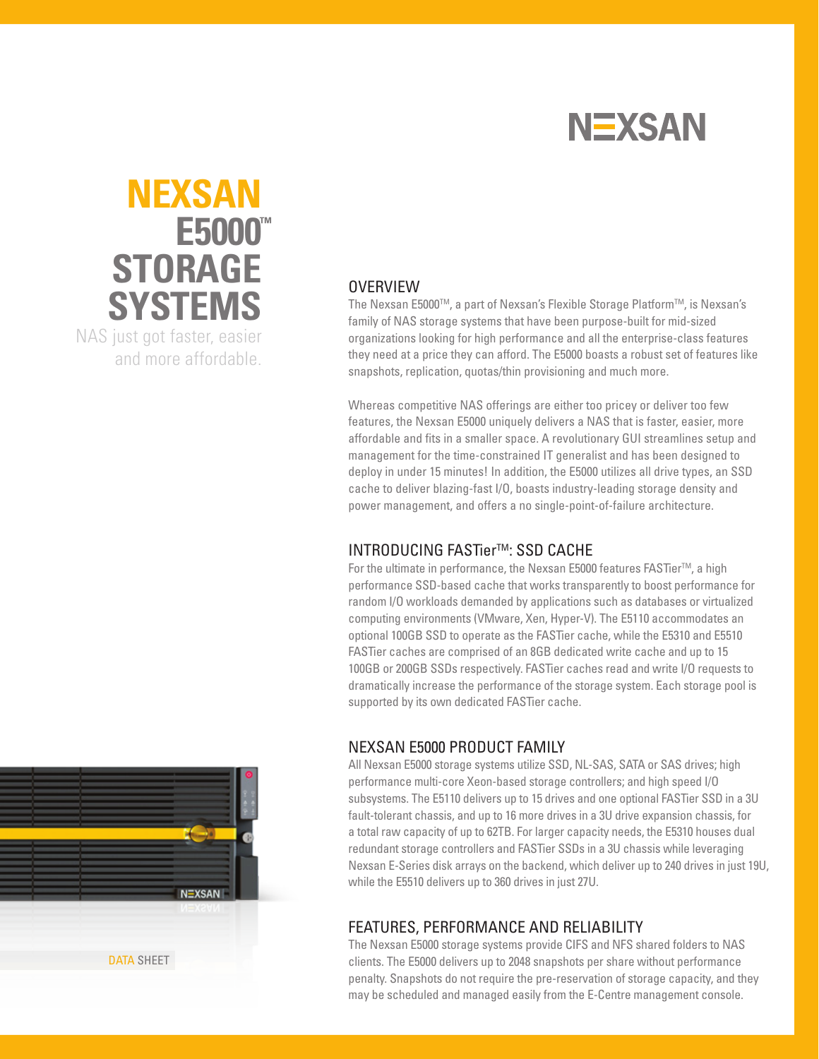# NEXSAN E5000™ STORAGE SYSTEMS

NAS just got faster, easier and more affordable.

DATA SHEET

## OVERVIEW

The Nexsan E5000™, a part of Nexsan's Flexible Storage Platform™, is Nexsan's family of NAS storage systems that have been purpose-built for mid-sized organizations looking for high performance and all the enterprise-class features they need at a price they can afford. The E5000 boasts a robust set of features like snapshots, replication, quotas/thin provisioning and much more.

Whereas competitive NAS offerings are either too pricey or deliver too few features, the Nexsan E5000 uniquely delivers a NAS that is faster, easier, more affordable and fits in a smaller space. A revolutionary GUI streamlines setup and management for the time-constrained IT generalist and has been designed to deploy in under 15 minutes! In addition, the E5000 utilizes all drive types, an SSD cache to deliver blazing-fast I/O, boasts industry-leading storage density and power management, and offers a no single-point-of-failure architecture.

## INTRODUCING FASTier™: SSD CACHE

For the ultimate in performance, the Nexsan E5000 features FASTier™, a high performance SSD-based cache that works transparently to boost performance for random I/O workloads demanded by applications such as databases or virtualized computing environments (VMware, Xen, Hyper-V). The E5110 accommodates an optional 100GB SSD to operate as the FASTier cache, while the E5310 and E5510 FASTier caches are comprised of an 8GB dedicated write cache and up to 15 100GB or 200GB SSDs respectively. FASTier caches read and write I/O requests to dramatically increase the performance of the storage system. Each storage pool is supported by its own dedicated FASTier cache.

## NEXSAN E5000 PRODUCT FAMILY

All Nexsan E5000 storage systems utilize SSD, NL-SAS, SATA or SAS drives; high performance multi-core Xeon-based storage controllers; and high speed I/O subsystems. The E5110 delivers up to 15 drives and one optional FASTier SSD in a 3U fault-tolerant chassis, and up to 16 more drives in a 3U drive expansion chassis, for a total raw capacity of up to 62TB. For larger capacity needs, the E5310 houses dual redundant storage controllers and FASTier SSDs in a 3U chassis while leveraging Nexsan E-Series disk arrays on the backend, which deliver up to 240 drives in just 19U, while the E5510 delivers up to 360 drives in just 27U.

## FEATURES, PERFORMANCE AND RELIABILITY

The Nexsan E5000 storage systems provide CIFS and NFS shared folders to NAS clients. The E5000 delivers up to 2048 snapshots per share without performance penalty. Snapshots do not require the pre-reservation of storage capacity, and they may be scheduled and managed easily from the E-Centre management console.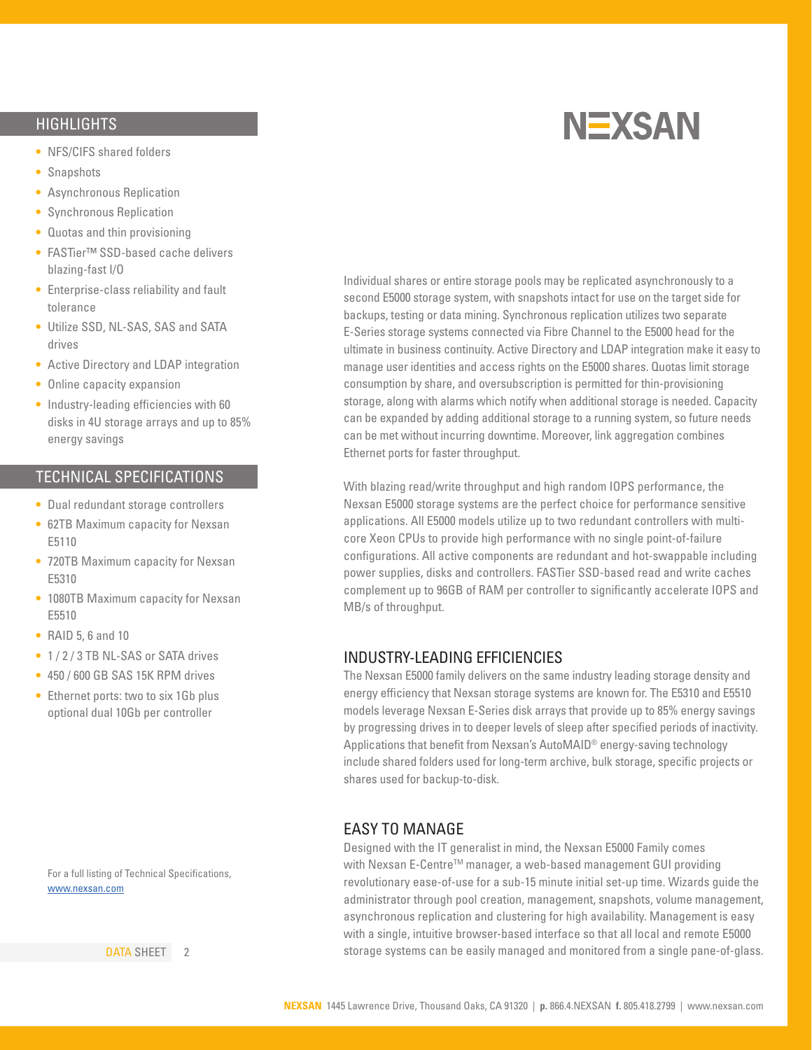## HIGHLIGHTS

- NFS/CIFS shared folders
- Snapshots
- Asynchronous Replication
- Synchronous Replication
- Quotas and thin provisioning
- FASTier™ SSD-based cache delivers blazing-fast I/O
- Enterprise-class reliability and fault tolerance
- Utilize SSD, NL-SAS, SAS and SATA drives
- Active Directory and LDAP integration
- Online capacity expansion
- Industry-leading efficiencies with 60 disks in 4U storage arrays and up to 85% energy savings

## TECHNICAL SPECIFICATIONS

- Dual redundant storage controllers
- 62TB Maximum capacity for Nexsan E5110
- 720TB Maximum capacity for Nexsan E5310
- 1080TB Maximum capacity for Nexsan E5510
- RAID 5, 6 and 10
- 1 / 2 / 3 TB NL-SAS or SATA drives
- 450 / 600 GB SAS 15K RPM drives
- Ethernet ports: two to six 1Gb plus optional dual 10Gb per controller

For a full listing of Technical Specifications, [www.nexsan.com](http://www.nexsan.com)

Individual shares or entire storage pools may be replicated asynchronously to a second E5000 storage system, with snapshots intact for use on the target side for backups, testing or data mining. Synchronous replication utilizes two separate E-Series storage systems connected via Fibre Channel to the E5000 head for the ultimate in business continuity. Active Directory and LDAP integration make it easy to manage user identities and access rights on the E5000 shares. Quotas limit storage consumption by share, and oversubscription is permitted for thin-provisioning storage, along with alarms which notify when additional storage is needed. Capacity can be expanded by adding additional storage to a running system, so future needs can be met without incurring downtime. Moreover, link aggregation combines Ethernet ports for faster throughput.

With blazing read/write throughput and high random IOPS performance, the Nexsan E5000 storage systems are the perfect choice for performance sensitive applications. All E5000 models utilize up to two redundant controllers with multi-core Xeon CPUs to provide high performance with no single point-of-failure configurations. All active components are redundant and hot-swappable including power supplies, disks and controllers. FASTier SSD-based read and write caches complement up to 96GB of RAM per controller to significantly accelerate IOPS and MB/s of throughput.

## INDUSTRY-LEADING EFFICIENCIES

The Nexsan E5000 family delivers on the same industry leading storage density and energy efficiency that Nexsan storage systems are known for. The E5310 and E5510 models leverage Nexsan E-Series disk arrays that provide up to 85% energy savings by progressing drives in to deeper levels of sleep after specified periods of inactivity. Applications that benefit from Nexsan's AutoMAID® energy-saving technology include shared folders used for long-term archive, bulk storage, specific projects or shares used for backup-to-disk.

## EASY TO MANAGE

Designed with the IT generalist in mind, the Nexsan E5000 Family comes with Nexsan E-Centre™ manager, a web-based management GUI providing revolutionary ease-of-use for a sub-15 minute initial set-up time. Wizards guide the administrator through pool creation, management, snapshots, volume management, asynchronous replication and clustering for high availability. Management is easy with a single, intuitive browser-based interface so that all local and remote E5000 storage systems can be easily managed and monitored from a single pane-of-glass.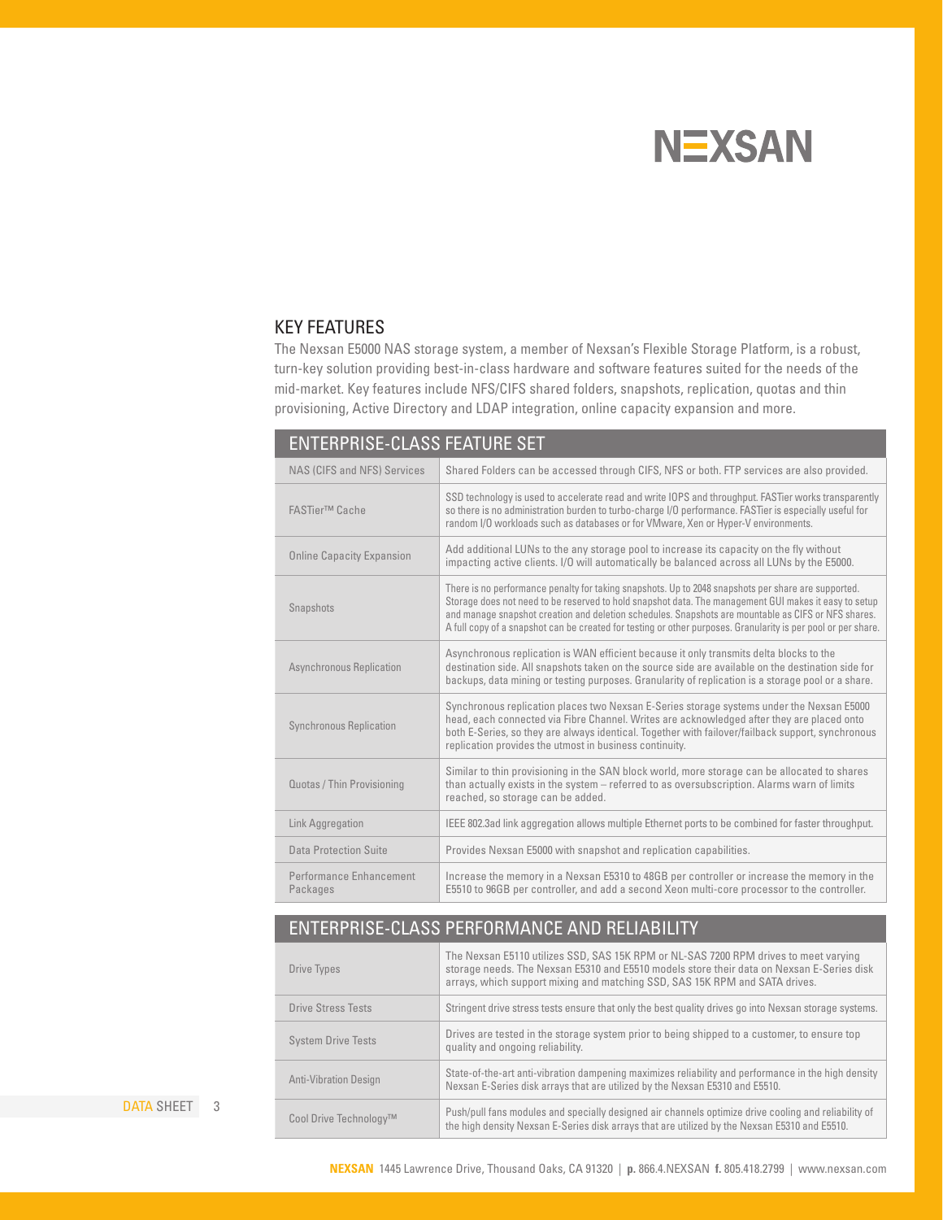## KEY FEATURES

The Nexsan E5000 NAS storage system, a member of Nexsan's Flexible Storage Platform, is a robust, turn-key solution providing best-in-class hardware and software features suited for the needs of the mid-market. Key features include NFS/CIFS shared folders, snapshots, replication, quotas and thin provisioning, Active Directory and LDAP integration, online capacity expansion and more.

| ENTERPRISE-CLASS FEATURE SET | |
|---|---|
| NAS (CIFS and NFS) Services | Shared Folders can be accessed through CIFS, NFS or both. FTP services are also provided. |
| FASTier™ Cache | SSD technology is used to accelerate read and write IOPS and throughput. FASTier works transparently so there is no administration burden to turbo-charge I/O performance. FASTier is especially useful for random I/O workloads such as databases or for VMware, Xen or Hyper-V environments. |
| Online Capacity Expansion | Add additional LUNs to the any storage pool to increase its capacity on the fly without impacting active clients. I/O will automatically be balanced across all LUNs by the E5000. |
| Snapshots | There is no performance penalty for taking snapshots. Up to 2048 snapshots per share are supported. Storage does not need to be reserved to hold snapshot data. The management GUI makes it easy to setup and manage snapshot creation and deletion schedules. Snapshots are mountable as CIFS or NFS shares. A full copy of a snapshot can be created for testing or other purposes. Granularity is per pool or per share. |
| Asynchronous Replication | Asynchronous replication is WAN efficient because it only transmits delta blocks to the destination side. All snapshots taken on the source side are available on the destination side for backups, data mining or testing purposes. Granularity of replication is a storage pool or a share. |
| Synchronous Replication | Synchronous replication places two Nexsan E-Series storage systems under the Nexsan E5000 head, each connected via Fibre Channel. Writes are acknowledged after they are placed onto both E-Series, so they are always identical. Together with failover/failback support, synchronous replication provides the utmost in business continuity. |
| Quotas / Thin Provisioning | Similar to thin provisioning in the SAN block world, more storage can be allocated to shares than actually exists in the system – referred to as oversubscription. Alarms warn of limits reached, so storage can be added. |
| Link Aggregation | IEEE 802.3ad link aggregation allows multiple Ethernet ports to be combined for faster throughput. |
| Data Protection Suite | Provides Nexsan E5000 with snapshot and replication capabilities. |
| Performance Enhancement Packages | Increase the memory in a Nexsan E5310 to 48GB per controller or increase the memory in the E5510 to 96GB per controller, and add a second Xeon multi-core processor to the controller. |

| ENTERPRISE-CLASS PERFORMANCE AND RELIABILITY | |
|---|---|
| Drive Types | The Nexsan E5110 utilizes SSD, SAS 15K RPM or NL-SAS 7200 RPM drives to meet varying storage needs. The Nexsan E5310 and E5510 models store their data on Nexsan E-Series disk arrays, which support mixing and matching SSD, SAS 15K RPM and SATA drives. |
| Drive Stress Tests | Stringent drive stress tests ensure that only the best quality drives go into Nexsan storage systems. |
| System Drive Tests | Drives are tested in the storage system prior to being shipped to a customer, to ensure top quality and ongoing reliability. |
| Anti-Vibration Design | State-of-the-art anti-vibration dampening maximizes reliability and performance in the high density Nexsan E-Series disk arrays that are utilized by the Nexsan E5310 and E5510. |
| Cool Drive Technology™ | Push/pull fans modules and specially designed air channels optimize drive cooling and reliability of the high density Nexsan E-Series disk arrays that are utilized by the Nexsan E5310 and E5510. |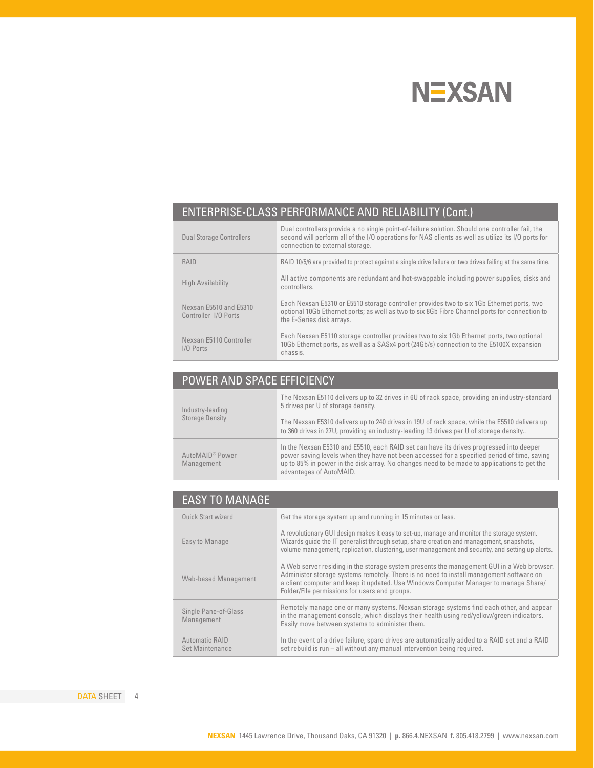## ENTERPRISE-CLASS PERFORMANCE AND RELIABILITY (Cont.)

| | |
|---|---|
| Dual Storage Controllers | Dual controllers provide a no single point-of-failure solution. Should one controller fail, the second will perform all of the I/O operations for NAS clients as well as utilize its I/O ports for connection to external storage. |
| RAID | RAID 10/5/6 are provided to protect against a single drive failure or two drives failing at the same time. |
| High Availability | All active components are redundant and hot-swappable including power supplies, disks and controllers. |
| Nexsan E5510 and E5310 Controller I/O Ports | Each Nexsan E5310 or E5510 storage controller provides two to six 1Gb Ethernet ports, two optional 10Gb Ethernet ports; as well as two to six 8Gb Fibre Channel ports for connection to the E-Series disk arrays. |
| Nexsan E5110 Controller I/O Ports | Each Nexsan E5110 storage controller provides two to six 1Gb Ethernet ports, two optional 10Gb Ethernet ports, as well as a SASx4 port (24Gb/s) connection to the E5100X expansion chassis. |

## POWER AND SPACE EFFICIENCY

| | |
|---|---|
| Industry-leading Storage Density | The Nexsan E5110 delivers up to 32 drives in 6U of rack space, providing an industry-standard 5 drives per U of storage density.<br><br>The Nexsan E5310 delivers up to 240 drives in 19U of rack space, while the E5510 delivers up to 360 drives in 27U, providing an industry-leading 13 drives per U of storage density.. |
| AutoMAID® Power Management | In the Nexsan E5310 and E5510, each RAID set can have its drives progressed into deeper power saving levels when they have not been accessed for a specified period of time, saving up to 85% in power in the disk array. No changes need to be made to applications to get the advantages of AutoMAID. |

## EASY TO MANAGE

| | |
|---|---|
| Quick Start wizard | Get the storage system up and running in 15 minutes or less. |
| Easy to Manage | A revolutionary GUI design makes it easy to set-up, manage and monitor the storage system. Wizards guide the IT generalist through setup, share creation and management, snapshots, volume management, replication, clustering, user management and security, and setting up alerts. |
| Web-based Management | A Web server residing in the storage system presents the management GUI in a Web browser. Administer storage systems remotely. There is no need to install management software on a client computer and keep it updated. Use Windows Computer Manager to manage Share/Folder/File permissions for users and groups. |
| Single Pane-of-Glass Management | Remotely manage one or many systems. Nexsan storage systems find each other, and appear in the management console, which displays their health using red/yellow/green indicators. Easily move between systems to administer them. |
| Automatic RAID Set Maintenance | In the event of a drive failure, spare drives are automatically added to a RAID set and a RAID set rebuild is run – all without any manual intervention being required. |

**NEXSAN** 1445 Lawrence Drive, Thousand Oaks, CA 91320 | **p.** 866.4.NEXSAN **f.** 805.418.2799 | www.nexsan.com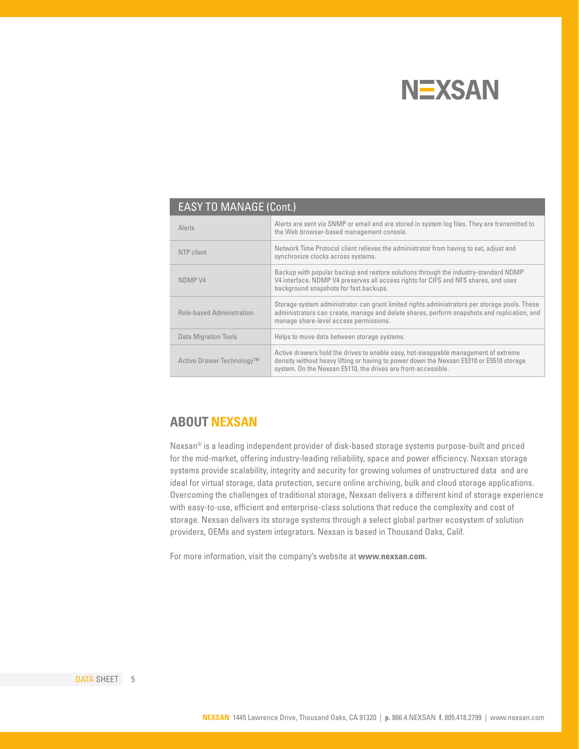NEXSAN

| EASY TO MANAGE (Cont.) | |
|---|---|
| Alerts | Alerts are sent via SNMP or email and are stored in system log files. They are transmitted to the Web browser-based management console. |
| NTP client | Network Time Protocol client relieves the administrator from having to set, adjust and synchronize clocks across systems. |
| NDMP V4 | Backup with popular backup and restore solutions through the industry-standard NDMP V4 interface. NDMP V4 preserves all access rights for CIFS and NFS shares, and uses background snapshots for fast backups. |
| Role-based Administration | Storage system administrator can grant limited rights administrators per storage pools. These administrators can create, manage and delete shares, perform snapshots and replication, and manage share-level access permissions. |
| Data Migration Tools | Helps to move data between storage systems. |
| Active Drawer Technology™ | Active drawers hold the drives to enable easy, hot-swappable management of extreme density without heavy lifting or having to power down the Nexsan E5310 or E5510 storage system. On the Nexsan E5110, the drives are front-accessible. |

## ABOUT NEXSAN

Nexsan® is a leading independent provider of disk-based storage systems purpose-built and priced for the mid-market, offering industry-leading reliability, space and power efficiency. Nexsan storage systems provide scalability, integrity and security for growing volumes of unstructured data and are ideal for virtual storage, data protection, secure online archiving, bulk and cloud storage applications. Overcoming the challenges of traditional storage, Nexsan delivers a different kind of storage experience with easy-to-use, efficient and enterprise-class solutions that reduce the complexity and cost of storage. Nexsan delivers its storage systems through a select global partner ecosystem of solution providers, OEMs and system integrators. Nexsan is based in Thousand Oaks, Calif.

For more information, visit the company's website at **www.nexsan.com.**

**NEXSAN** 1445 Lawrence Drive, Thousand Oaks, CA 91320 | **p.** 866.4.NEXSAN **f.** 805.418.2799 | www.nexsan.com